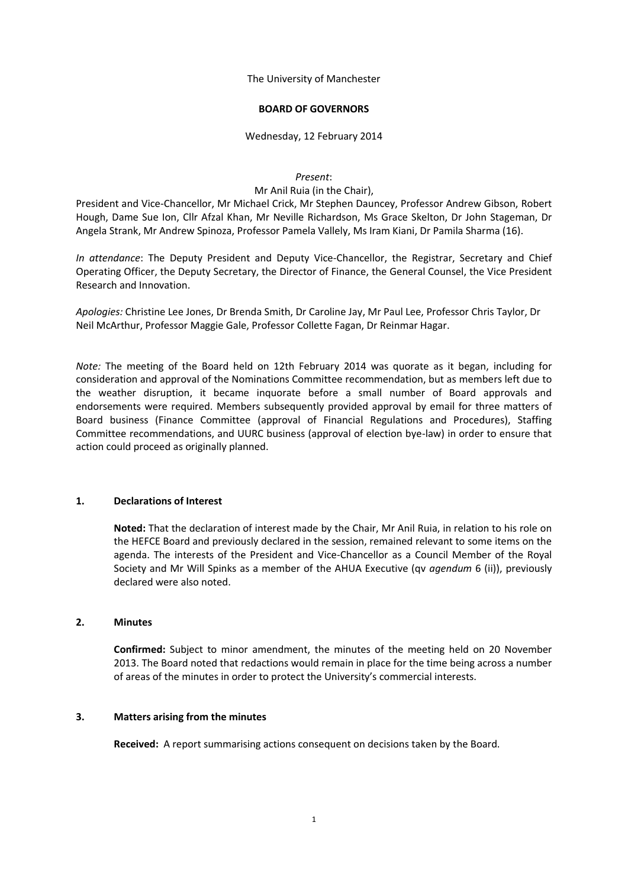The University of Manchester

**BOARD OF GOVERNORS**

Wednesday, 12 February 2014

*Present*:

Mr Anil Ruia (in the Chair),

President and Vice-Chancellor, Mr Michael Crick, Mr Stephen Dauncey, Professor Andrew Gibson, Robert Hough, Dame Sue Ion, Cllr Afzal Khan, Mr Neville Richardson, Ms Grace Skelton, Dr John Stageman, Dr Angela Strank, Mr Andrew Spinoza, Professor Pamela Vallely, Ms Iram Kiani, Dr Pamila Sharma (16).

*In attendance*: The Deputy President and Deputy Vice-Chancellor, the Registrar, Secretary and Chief Operating Officer, the Deputy Secretary, the Director of Finance, the General Counsel, the Vice President Research and Innovation.

*Apologies:* Christine Lee Jones, Dr Brenda Smith, Dr Caroline Jay, Mr Paul Lee, Professor Chris Taylor, Dr Neil McArthur, Professor Maggie Gale, Professor Collette Fagan, Dr Reinmar Hagar.

*Note:* The meeting of the Board held on 12th February 2014 was quorate as it began, including for consideration and approval of the Nominations Committee recommendation, but as members left due to the weather disruption, it became inquorate before a small number of Board approvals and endorsements were required. Members subsequently provided approval by email for three matters of Board business (Finance Committee (approval of Financial Regulations and Procedures), Staffing Committee recommendations, and UURC business (approval of election bye-law) in order to ensure that action could proceed as originally planned.

## 1. Declarations of Interest

**Noted:** That the declaration of interest made by the Chair, Mr Anil Ruia, in relation to his role on the HEFCE Board and previously declared in the session, remained relevant to some items on the agenda. The interests of the President and Vice-Chancellor as a Council Member of the Royal Society and Mr Will Spinks as a member of the AHUA Executive (qv *agendum* 6 (ii)), previously declared were also noted.

## 2. Minutes

**Confirmed:** Subject to minor amendment, the minutes of the meeting held on 20 November 2013. The Board noted that redactions would remain in place for the time being across a number of areas of the minutes in order to protect the University's commercial interests.

## 3. Matters arising from the minutes

**Received:** A report summarising actions consequent on decisions taken by the Board.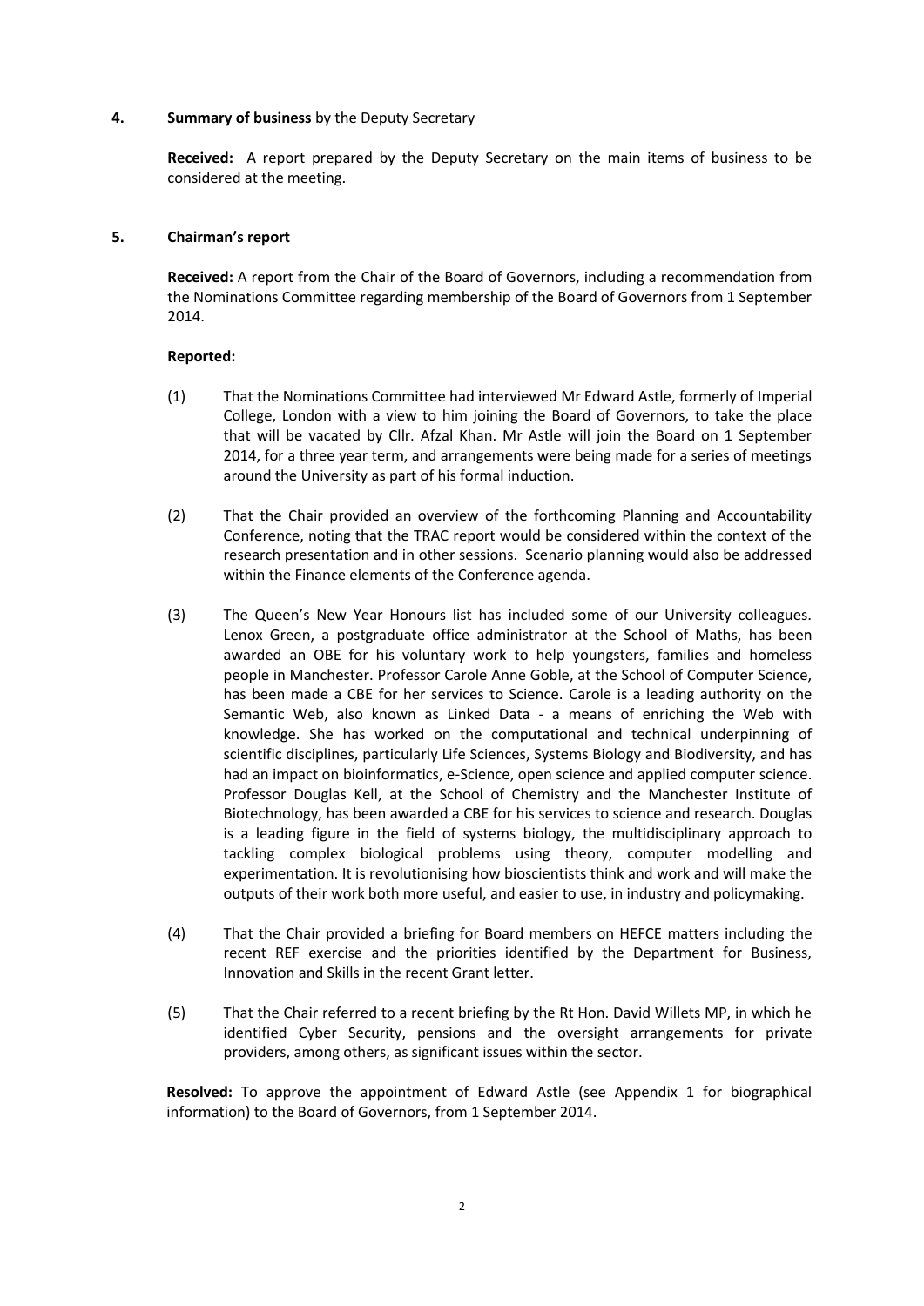**4. Summary of business** by the Deputy Secretary

**Received:** A report prepared by the Deputy Secretary on the main items of business to be considered at the meeting.

**5. Chairman's report**

**Received:** A report from the Chair of the Board of Governors, including a recommendation from the Nominations Committee regarding membership of the Board of Governors from 1 September 2014.

**Reported:**

(1) That the Nominations Committee had interviewed Mr Edward Astle, formerly of Imperial College, London with a view to him joining the Board of Governors, to take the place that will be vacated by Cllr. Afzal Khan. Mr Astle will join the Board on 1 September 2014, for a three year term, and arrangements were being made for a series of meetings around the University as part of his formal induction.

(2) That the Chair provided an overview of the forthcoming Planning and Accountability Conference, noting that the TRAC report would be considered within the context of the research presentation and in other sessions. Scenario planning would also be addressed within the Finance elements of the Conference agenda.

(3) The Queen's New Year Honours list has included some of our University colleagues. Lenox Green, a postgraduate office administrator at the School of Maths, has been awarded an OBE for his voluntary work to help youngsters, families and homeless people in Manchester. Professor Carole Anne Goble, at the School of Computer Science, has been made a CBE for her services to Science. Carole is a leading authority on the Semantic Web, also known as Linked Data - a means of enriching the Web with knowledge. She has worked on the computational and technical underpinning of scientific disciplines, particularly Life Sciences, Systems Biology and Biodiversity, and has had an impact on bioinformatics, e-Science, open science and applied computer science. Professor Douglas Kell, at the School of Chemistry and the Manchester Institute of Biotechnology, has been awarded a CBE for his services to science and research. Douglas is a leading figure in the field of systems biology, the multidisciplinary approach to tackling complex biological problems using theory, computer modelling and experimentation. It is revolutionising how bioscientists think and work and will make the outputs of their work both more useful, and easier to use, in industry and policymaking.

(4) That the Chair provided a briefing for Board members on HEFCE matters including the recent REF exercise and the priorities identified by the Department for Business, Innovation and Skills in the recent Grant letter.

(5) That the Chair referred to a recent briefing by the Rt Hon. David Willets MP, in which he identified Cyber Security, pensions and the oversight arrangements for private providers, among others, as significant issues within the sector.

**Resolved:** To approve the appointment of Edward Astle (see Appendix 1 for biographical information) to the Board of Governors, from 1 September 2014.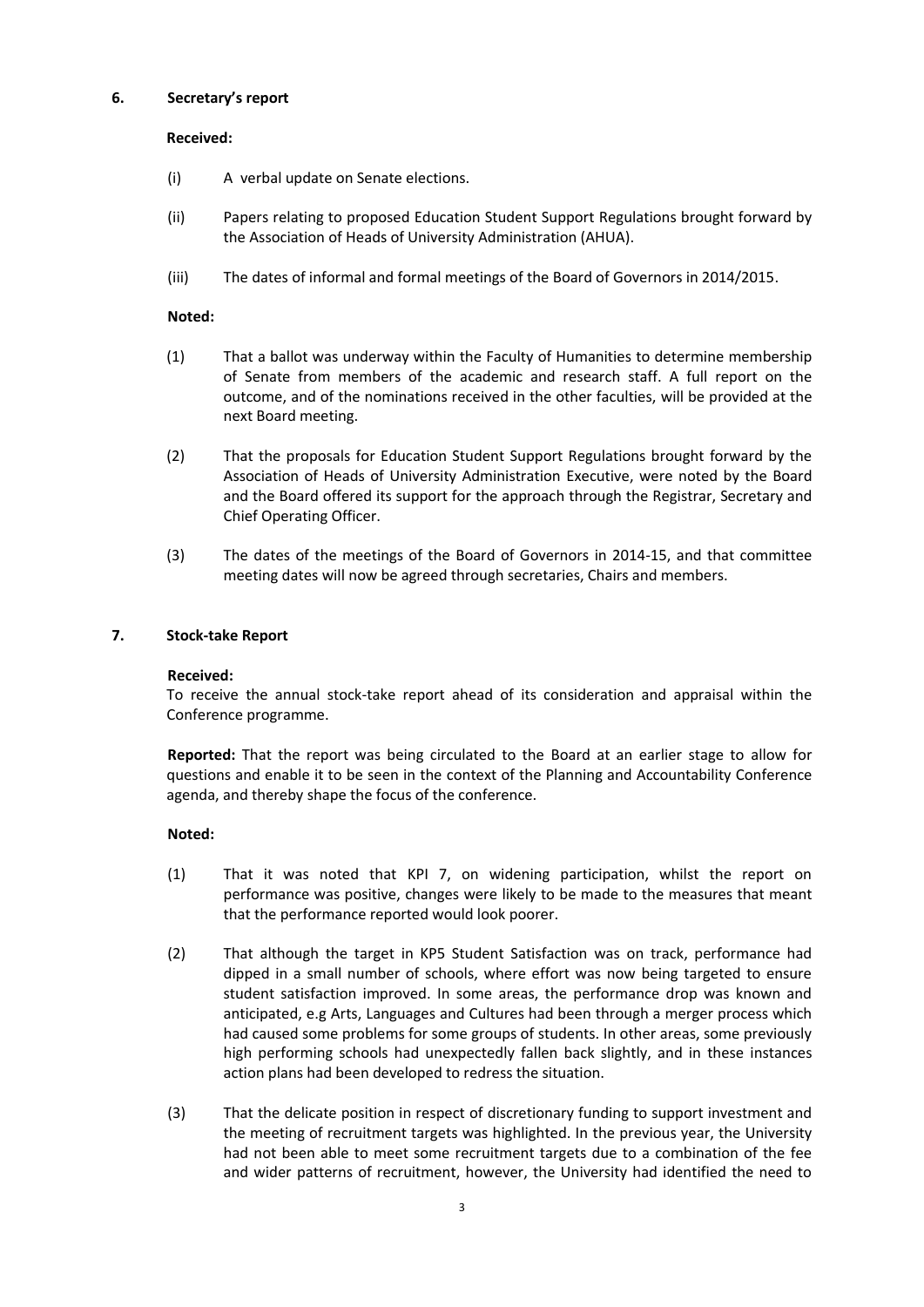## 6. Secretary's report

**Received:**

(i) A verbal update on Senate elections.

(ii) Papers relating to proposed Education Student Support Regulations brought forward by the Association of Heads of University Administration (AHUA).

(iii) The dates of informal and formal meetings of the Board of Governors in 2014/2015.

**Noted:**

(1) That a ballot was underway within the Faculty of Humanities to determine membership of Senate from members of the academic and research staff. A full report on the outcome, and of the nominations received in the other faculties, will be provided at the next Board meeting.

(2) That the proposals for Education Student Support Regulations brought forward by the Association of Heads of University Administration Executive, were noted by the Board and the Board offered its support for the approach through the Registrar, Secretary and Chief Operating Officer.

(3) The dates of the meetings of the Board of Governors in 2014-15, and that committee meeting dates will now be agreed through secretaries, Chairs and members.

## 7. Stock-take Report

**Received:**
To receive the annual stock-take report ahead of its consideration and appraisal within the Conference programme.

**Reported:** That the report was being circulated to the Board at an earlier stage to allow for questions and enable it to be seen in the context of the Planning and Accountability Conference agenda, and thereby shape the focus of the conference.

**Noted:**

(1) That it was noted that KPI 7, on widening participation, whilst the report on performance was positive, changes were likely to be made to the measures that meant that the performance reported would look poorer.

(2) That although the target in KP5 Student Satisfaction was on track, performance had dipped in a small number of schools, where effort was now being targeted to ensure student satisfaction improved. In some areas, the performance drop was known and anticipated, e.g Arts, Languages and Cultures had been through a merger process which had caused some problems for some groups of students. In other areas, some previously high performing schools had unexpectedly fallen back slightly, and in these instances action plans had been developed to redress the situation.

(3) That the delicate position in respect of discretionary funding to support investment and the meeting of recruitment targets was highlighted. In the previous year, the University had not been able to meet some recruitment targets due to a combination of the fee and wider patterns of recruitment, however, the University had identified the need to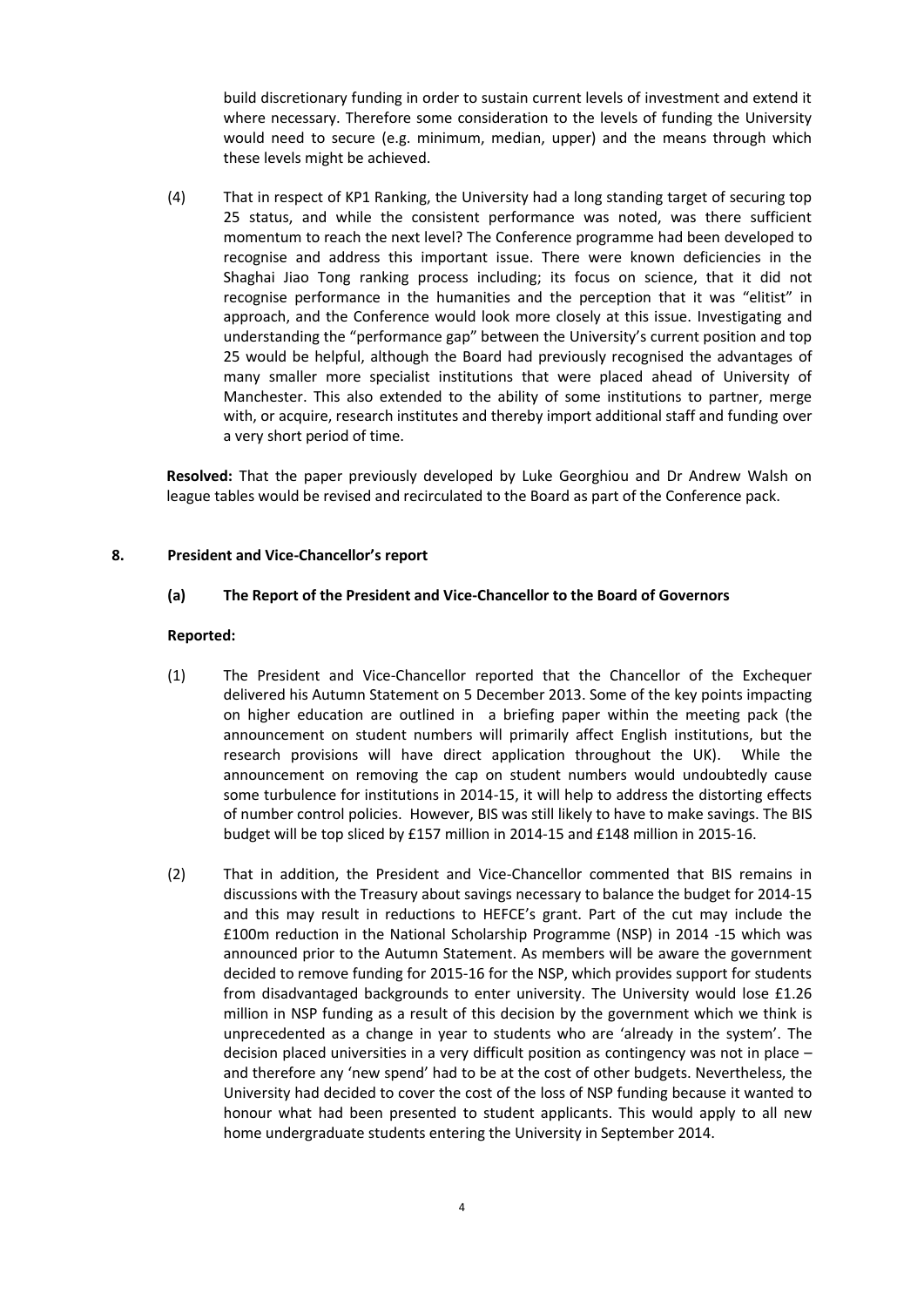build discretionary funding in order to sustain current levels of investment and extend it where necessary. Therefore some consideration to the levels of funding the University would need to secure (e.g. minimum, median, upper) and the means through which these levels might be achieved.

(4) That in respect of KP1 Ranking, the University had a long standing target of securing top 25 status, and while the consistent performance was noted, was there sufficient momentum to reach the next level? The Conference programme had been developed to recognise and address this important issue. There were known deficiencies in the Shaghai Jiao Tong ranking process including; its focus on science, that it did not recognise performance in the humanities and the perception that it was "elitist" in approach, and the Conference would look more closely at this issue. Investigating and understanding the "performance gap" between the University's current position and top 25 would be helpful, although the Board had previously recognised the advantages of many smaller more specialist institutions that were placed ahead of University of Manchester. This also extended to the ability of some institutions to partner, merge with, or acquire, research institutes and thereby import additional staff and funding over a very short period of time.

**Resolved:** That the paper previously developed by Luke Georghiou and Dr Andrew Walsh on league tables would be revised and recirculated to the Board as part of the Conference pack.

## 8. President and Vice-Chancellor's report

### (a) The Report of the President and Vice-Chancellor to the Board of Governors

**Reported:**

(1) The President and Vice-Chancellor reported that the Chancellor of the Exchequer delivered his Autumn Statement on 5 December 2013. Some of the key points impacting on higher education are outlined in a briefing paper within the meeting pack (the announcement on student numbers will primarily affect English institutions, but the research provisions will have direct application throughout the UK). While the announcement on removing the cap on student numbers would undoubtedly cause some turbulence for institutions in 2014-15, it will help to address the distorting effects of number control policies. However, BIS was still likely to have to make savings. The BIS budget will be top sliced by £157 million in 2014-15 and £148 million in 2015-16.

(2) That in addition, the President and Vice-Chancellor commented that BIS remains in discussions with the Treasury about savings necessary to balance the budget for 2014-15 and this may result in reductions to HEFCE's grant. Part of the cut may include the £100m reduction in the National Scholarship Programme (NSP) in 2014 -15 which was announced prior to the Autumn Statement. As members will be aware the government decided to remove funding for 2015-16 for the NSP, which provides support for students from disadvantaged backgrounds to enter university. The University would lose £1.26 million in NSP funding as a result of this decision by the government which we think is unprecedented as a change in year to students who are 'already in the system'. The decision placed universities in a very difficult position as contingency was not in place – and therefore any 'new spend' had to be at the cost of other budgets. Nevertheless, the University had decided to cover the cost of the loss of NSP funding because it wanted to honour what had been presented to student applicants. This would apply to all new home undergraduate students entering the University in September 2014.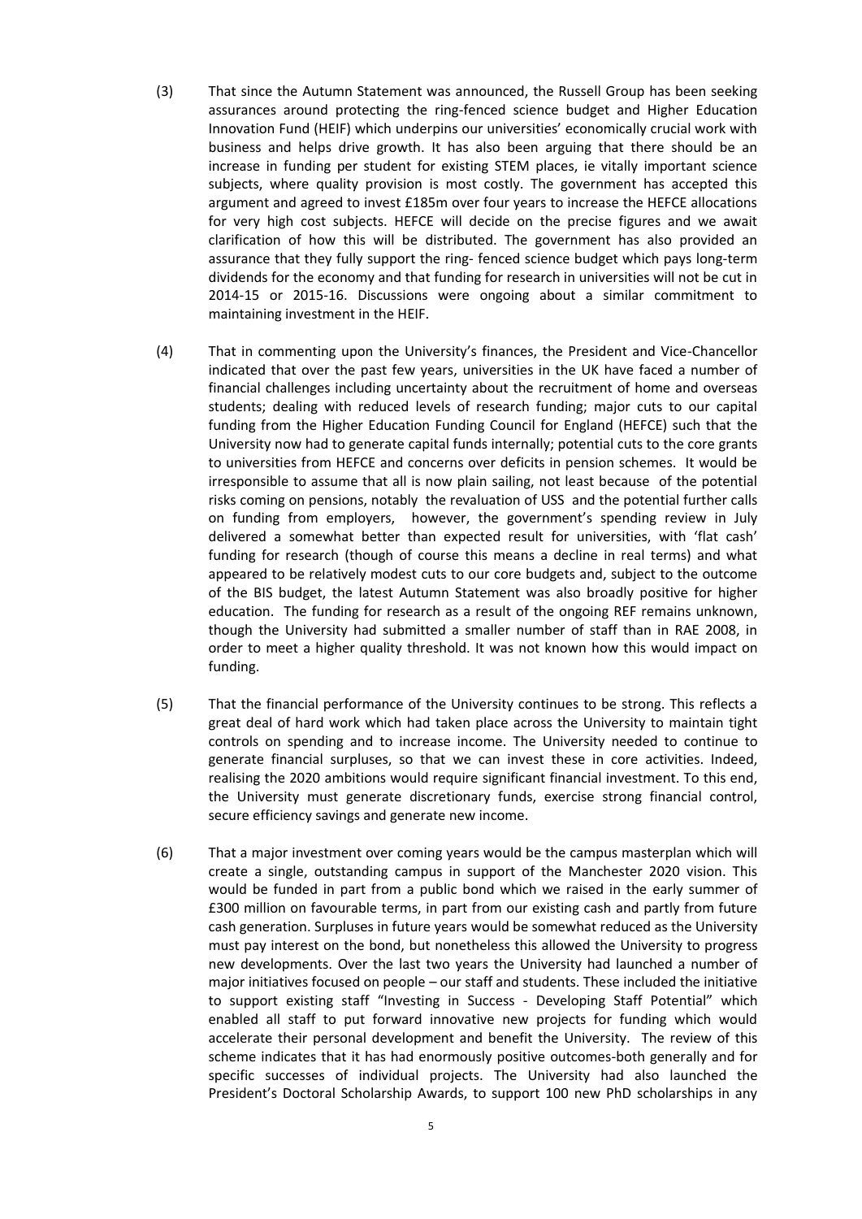(3) That since the Autumn Statement was announced, the Russell Group has been seeking assurances around protecting the ring-fenced science budget and Higher Education Innovation Fund (HEIF) which underpins our universities' economically crucial work with business and helps drive growth. It has also been arguing that there should be an increase in funding per student for existing STEM places, ie vitally important science subjects, where quality provision is most costly. The government has accepted this argument and agreed to invest £185m over four years to increase the HEFCE allocations for very high cost subjects. HEFCE will decide on the precise figures and we await clarification of how this will be distributed. The government has also provided an assurance that they fully support the ring- fenced science budget which pays long-term dividends for the economy and that funding for research in universities will not be cut in 2014-15 or 2015-16. Discussions were ongoing about a similar commitment to maintaining investment in the HEIF.

(4) That in commenting upon the University's finances, the President and Vice-Chancellor indicated that over the past few years, universities in the UK have faced a number of financial challenges including uncertainty about the recruitment of home and overseas students; dealing with reduced levels of research funding; major cuts to our capital funding from the Higher Education Funding Council for England (HEFCE) such that the University now had to generate capital funds internally; potential cuts to the core grants to universities from HEFCE and concerns over deficits in pension schemes. It would be irresponsible to assume that all is now plain sailing, not least because of the potential risks coming on pensions, notably the revaluation of USS and the potential further calls on funding from employers, however, the government's spending review in July delivered a somewhat better than expected result for universities, with 'flat cash' funding for research (though of course this means a decline in real terms) and what appeared to be relatively modest cuts to our core budgets and, subject to the outcome of the BIS budget, the latest Autumn Statement was also broadly positive for higher education. The funding for research as a result of the ongoing REF remains unknown, though the University had submitted a smaller number of staff than in RAE 2008, in order to meet a higher quality threshold. It was not known how this would impact on funding.

(5) That the financial performance of the University continues to be strong. This reflects a great deal of hard work which had taken place across the University to maintain tight controls on spending and to increase income. The University needed to continue to generate financial surpluses, so that we can invest these in core activities. Indeed, realising the 2020 ambitions would require significant financial investment. To this end, the University must generate discretionary funds, exercise strong financial control, secure efficiency savings and generate new income.

(6) That a major investment over coming years would be the campus masterplan which will create a single, outstanding campus in support of the Manchester 2020 vision. This would be funded in part from a public bond which we raised in the early summer of £300 million on favourable terms, in part from our existing cash and partly from future cash generation. Surpluses in future years would be somewhat reduced as the University must pay interest on the bond, but nonetheless this allowed the University to progress new developments. Over the last two years the University had launched a number of major initiatives focused on people – our staff and students. These included the initiative to support existing staff "Investing in Success - Developing Staff Potential" which enabled all staff to put forward innovative new projects for funding which would accelerate their personal development and benefit the University. The review of this scheme indicates that it has had enormously positive outcomes-both generally and for specific successes of individual projects. The University had also launched the President's Doctoral Scholarship Awards, to support 100 new PhD scholarships in any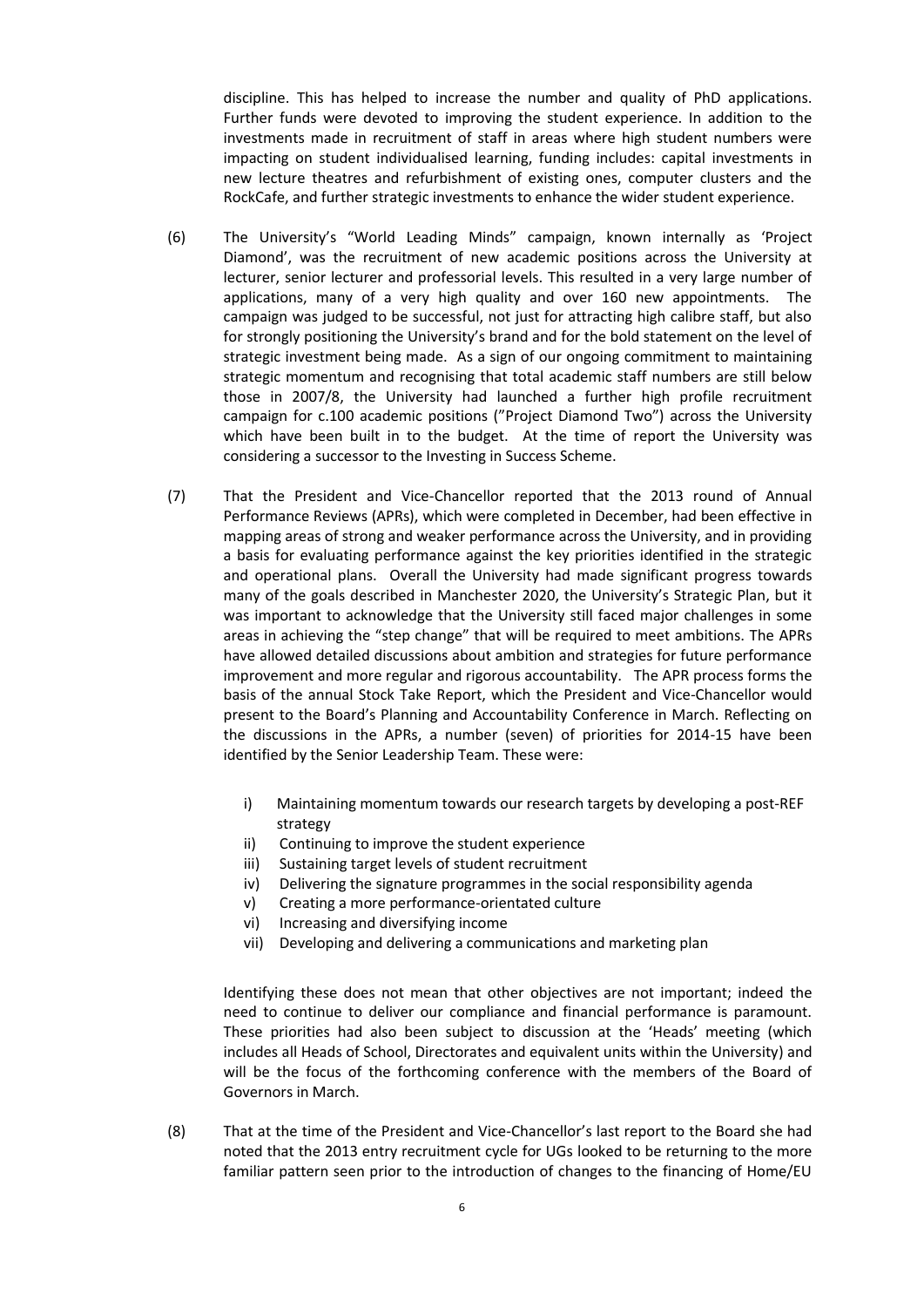discipline. This has helped to increase the number and quality of PhD applications. Further funds were devoted to improving the student experience. In addition to the investments made in recruitment of staff in areas where high student numbers were impacting on student individualised learning, funding includes: capital investments in new lecture theatres and refurbishment of existing ones, computer clusters and the RockCafe, and further strategic investments to enhance the wider student experience.

(6) The University's "World Leading Minds" campaign, known internally as 'Project Diamond', was the recruitment of new academic positions across the University at lecturer, senior lecturer and professorial levels. This resulted in a very large number of applications, many of a very high quality and over 160 new appointments. The campaign was judged to be successful, not just for attracting high calibre staff, but also for strongly positioning the University's brand and for the bold statement on the level of strategic investment being made. As a sign of our ongoing commitment to maintaining strategic momentum and recognising that total academic staff numbers are still below those in 2007/8, the University had launched a further high profile recruitment campaign for c.100 academic positions ("Project Diamond Two") across the University which have been built in to the budget. At the time of report the University was considering a successor to the Investing in Success Scheme.

(7) That the President and Vice-Chancellor reported that the 2013 round of Annual Performance Reviews (APRs), which were completed in December, had been effective in mapping areas of strong and weaker performance across the University, and in providing a basis for evaluating performance against the key priorities identified in the strategic and operational plans. Overall the University had made significant progress towards many of the goals described in Manchester 2020, the University's Strategic Plan, but it was important to acknowledge that the University still faced major challenges in some areas in achieving the "step change" that will be required to meet ambitions. The APRs have allowed detailed discussions about ambition and strategies for future performance improvement and more regular and rigorous accountability. The APR process forms the basis of the annual Stock Take Report, which the President and Vice-Chancellor would present to the Board's Planning and Accountability Conference in March. Reflecting on the discussions in the APRs, a number (seven) of priorities for 2014-15 have been identified by the Senior Leadership Team. These were:

   i) Maintaining momentum towards our research targets by developing a post-REF strategy
   ii) Continuing to improve the student experience
   iii) Sustaining target levels of student recruitment
   iv) Delivering the signature programmes in the social responsibility agenda
   v) Creating a more performance-orientated culture
   vi) Increasing and diversifying income
   vii) Developing and delivering a communications and marketing plan

   Identifying these does not mean that other objectives are not important; indeed the need to continue to deliver our compliance and financial performance is paramount. These priorities had also been subject to discussion at the 'Heads' meeting (which includes all Heads of School, Directorates and equivalent units within the University) and will be the focus of the forthcoming conference with the members of the Board of Governors in March.

(8) That at the time of the President and Vice-Chancellor's last report to the Board she had noted that the 2013 entry recruitment cycle for UGs looked to be returning to the more familiar pattern seen prior to the introduction of changes to the financing of Home/EU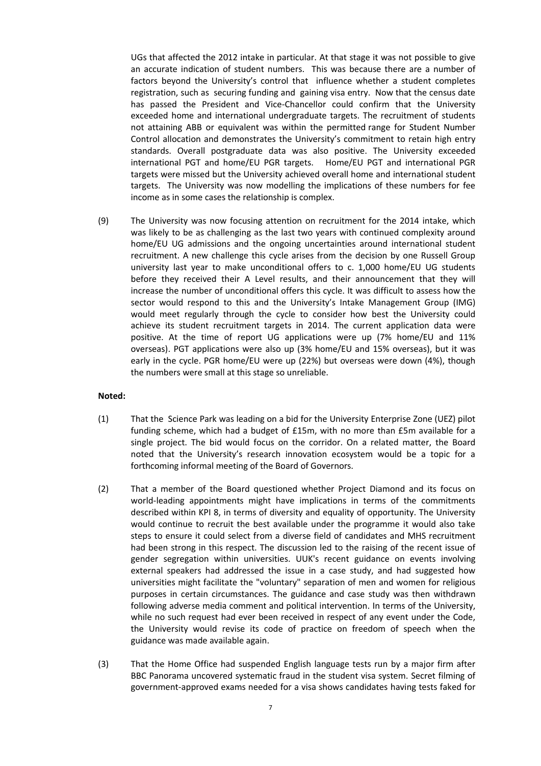UGs that affected the 2012 intake in particular. At that stage it was not possible to give an accurate indication of student numbers. This was because there are a number of factors beyond the University's control that influence whether a student completes registration, such as securing funding and gaining visa entry. Now that the census date has passed the President and Vice-Chancellor could confirm that the University exceeded home and international undergraduate targets. The recruitment of students not attaining ABB or equivalent was within the permitted range for Student Number Control allocation and demonstrates the University's commitment to retain high entry standards. Overall postgraduate data was also positive. The University exceeded international PGT and home/EU PGR targets. Home/EU PGT and international PGR targets were missed but the University achieved overall home and international student targets. The University was now modelling the implications of these numbers for fee income as in some cases the relationship is complex.

(9) The University was now focusing attention on recruitment for the 2014 intake, which was likely to be as challenging as the last two years with continued complexity around home/EU UG admissions and the ongoing uncertainties around international student recruitment. A new challenge this cycle arises from the decision by one Russell Group university last year to make unconditional offers to c. 1,000 home/EU UG students before they received their A Level results, and their announcement that they will increase the number of unconditional offers this cycle. It was difficult to assess how the sector would respond to this and the University's Intake Management Group (IMG) would meet regularly through the cycle to consider how best the University could achieve its student recruitment targets in 2014. The current application data were positive. At the time of report UG applications were up (7% home/EU and 11% overseas). PGT applications were also up (3% home/EU and 15% overseas), but it was early in the cycle. PGR home/EU were up (22%) but overseas were down (4%), though the numbers were small at this stage so unreliable.

**Noted:**

(1) That the Science Park was leading on a bid for the University Enterprise Zone (UEZ) pilot funding scheme, which had a budget of £15m, with no more than £5m available for a single project. The bid would focus on the corridor. On a related matter, the Board noted that the University's research innovation ecosystem would be a topic for a forthcoming informal meeting of the Board of Governors.

(2) That a member of the Board questioned whether Project Diamond and its focus on world-leading appointments might have implications in terms of the commitments described within KPI 8, in terms of diversity and equality of opportunity. The University would continue to recruit the best available under the programme it would also take steps to ensure it could select from a diverse field of candidates and MHS recruitment had been strong in this respect. The discussion led to the raising of the recent issue of gender segregation within universities. UUK's recent guidance on events involving external speakers had addressed the issue in a case study, and had suggested how universities might facilitate the "voluntary" separation of men and women for religious purposes in certain circumstances. The guidance and case study was then withdrawn following adverse media comment and political intervention. In terms of the University, while no such request had ever been received in respect of any event under the Code, the University would revise its code of practice on freedom of speech when the guidance was made available again.

(3) That the Home Office had suspended English language tests run by a major firm after BBC Panorama uncovered systematic fraud in the student visa system. Secret filming of government-approved exams needed for a visa shows candidates having tests faked for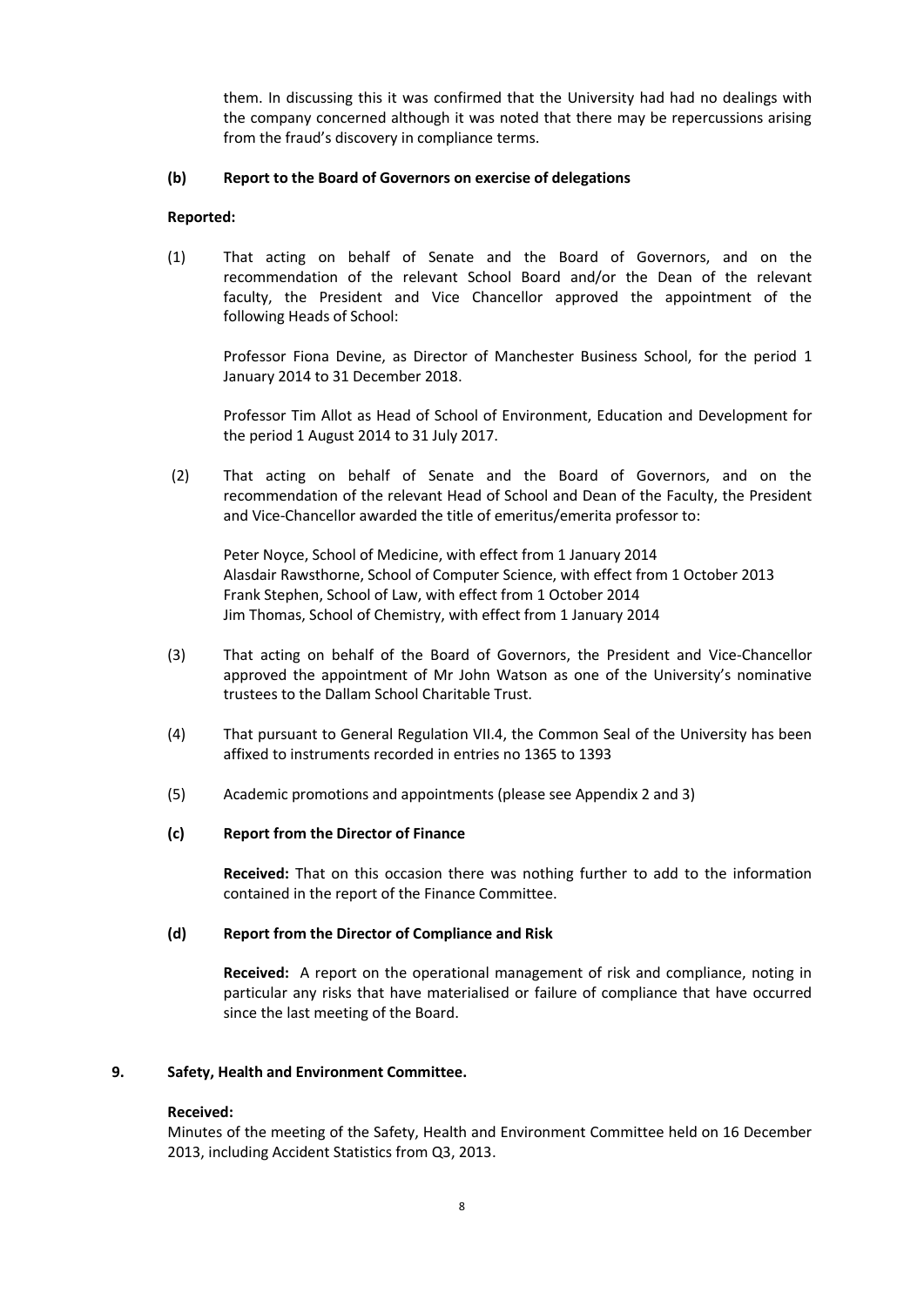them. In discussing this it was confirmed that the University had had no dealings with the company concerned although it was noted that there may be repercussions arising from the fraud's discovery in compliance terms.

**(b) Report to the Board of Governors on exercise of delegations**

**Reported:**

(1) That acting on behalf of Senate and the Board of Governors, and on the recommendation of the relevant School Board and/or the Dean of the relevant faculty, the President and Vice Chancellor approved the appointment of the following Heads of School:

Professor Fiona Devine, as Director of Manchester Business School, for the period 1 January 2014 to 31 December 2018.

Professor Tim Allot as Head of School of Environment, Education and Development for the period 1 August 2014 to 31 July 2017.

(2) That acting on behalf of Senate and the Board of Governors, and on the recommendation of the relevant Head of School and Dean of the Faculty, the President and Vice-Chancellor awarded the title of emeritus/emerita professor to:

Peter Noyce, School of Medicine, with effect from 1 January 2014
Alasdair Rawsthorne, School of Computer Science, with effect from 1 October 2013
Frank Stephen, School of Law, with effect from 1 October 2014
Jim Thomas, School of Chemistry, with effect from 1 January 2014

(3) That acting on behalf of the Board of Governors, the President and Vice-Chancellor approved the appointment of Mr John Watson as one of the University's nominative trustees to the Dallam School Charitable Trust.

(4) That pursuant to General Regulation VII.4, the Common Seal of the University has been affixed to instruments recorded in entries no 1365 to 1393

(5) Academic promotions and appointments (please see Appendix 2 and 3)

**(c) Report from the Director of Finance**

**Received:** That on this occasion there was nothing further to add to the information contained in the report of the Finance Committee.

**(d) Report from the Director of Compliance and Risk**

**Received:** A report on the operational management of risk and compliance, noting in particular any risks that have materialised or failure of compliance that have occurred since the last meeting of the Board.

**9. Safety, Health and Environment Committee.**

**Received:**
Minutes of the meeting of the Safety, Health and Environment Committee held on 16 December 2013, including Accident Statistics from Q3, 2013.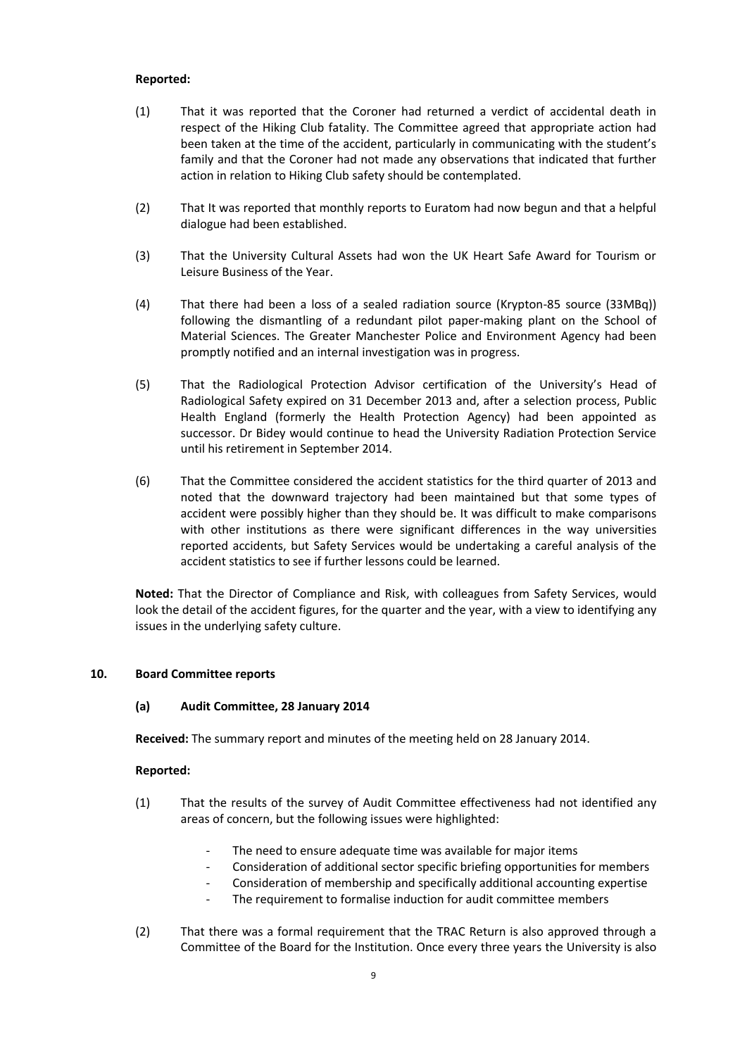**Reported:**

(1) That it was reported that the Coroner had returned a verdict of accidental death in respect of the Hiking Club fatality. The Committee agreed that appropriate action had been taken at the time of the accident, particularly in communicating with the student's family and that the Coroner had not made any observations that indicated that further action in relation to Hiking Club safety should be contemplated.

(2) That It was reported that monthly reports to Euratom had now begun and that a helpful dialogue had been established.

(3) That the University Cultural Assets had won the UK Heart Safe Award for Tourism or Leisure Business of the Year.

(4) That there had been a loss of a sealed radiation source (Krypton-85 source (33MBq)) following the dismantling of a redundant pilot paper-making plant on the School of Material Sciences. The Greater Manchester Police and Environment Agency had been promptly notified and an internal investigation was in progress.

(5) That the Radiological Protection Advisor certification of the University's Head of Radiological Safety expired on 31 December 2013 and, after a selection process, Public Health England (formerly the Health Protection Agency) had been appointed as successor. Dr Bidey would continue to head the University Radiation Protection Service until his retirement in September 2014.

(6) That the Committee considered the accident statistics for the third quarter of 2013 and noted that the downward trajectory had been maintained but that some types of accident were possibly higher than they should be. It was difficult to make comparisons with other institutions as there were significant differences in the way universities reported accidents, but Safety Services would be undertaking a careful analysis of the accident statistics to see if further lessons could be learned.

**Noted:** That the Director of Compliance and Risk, with colleagues from Safety Services, would look the detail of the accident figures, for the quarter and the year, with a view to identifying any issues in the underlying safety culture.

## 10. Board Committee reports

### (a) Audit Committee, 28 January 2014

**Received:** The summary report and minutes of the meeting held on 28 January 2014.

**Reported:**

(1) That the results of the survey of Audit Committee effectiveness had not identified any areas of concern, but the following issues were highlighted:

- The need to ensure adequate time was available for major items
- Consideration of additional sector specific briefing opportunities for members
- Consideration of membership and specifically additional accounting expertise
- The requirement to formalise induction for audit committee members

(2) That there was a formal requirement that the TRAC Return is also approved through a Committee of the Board for the Institution. Once every three years the University is also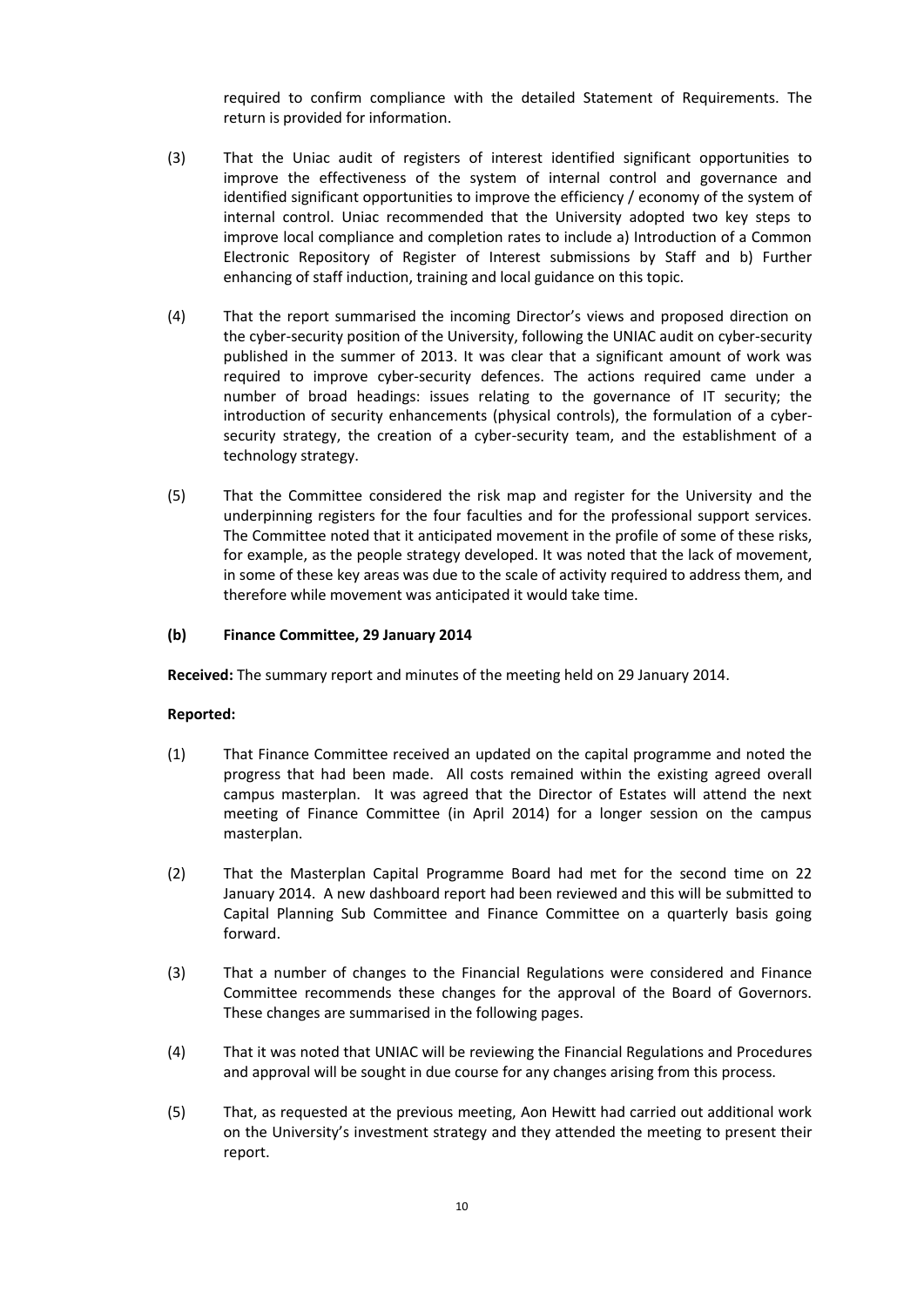required to confirm compliance with the detailed Statement of Requirements. The return is provided for information.

(3) That the Uniac audit of registers of interest identified significant opportunities to improve the effectiveness of the system of internal control and governance and identified significant opportunities to improve the efficiency / economy of the system of internal control. Uniac recommended that the University adopted two key steps to improve local compliance and completion rates to include a) Introduction of a Common Electronic Repository of Register of Interest submissions by Staff and b) Further enhancing of staff induction, training and local guidance on this topic.

(4) That the report summarised the incoming Director's views and proposed direction on the cyber-security position of the University, following the UNIAC audit on cyber-security published in the summer of 2013. It was clear that a significant amount of work was required to improve cyber-security defences. The actions required came under a number of broad headings: issues relating to the governance of IT security; the introduction of security enhancements (physical controls), the formulation of a cyber-security strategy, the creation of a cyber-security team, and the establishment of a technology strategy.

(5) That the Committee considered the risk map and register for the University and the underpinning registers for the four faculties and for the professional support services. The Committee noted that it anticipated movement in the profile of some of these risks, for example, as the people strategy developed. It was noted that the lack of movement, in some of these key areas was due to the scale of activity required to address them, and therefore while movement was anticipated it would take time.

**(b) Finance Committee, 29 January 2014**

**Received:** The summary report and minutes of the meeting held on 29 January 2014.

**Reported:**

(1) That Finance Committee received an updated on the capital programme and noted the progress that had been made. All costs remained within the existing agreed overall campus masterplan. It was agreed that the Director of Estates will attend the next meeting of Finance Committee (in April 2014) for a longer session on the campus masterplan.

(2) That the Masterplan Capital Programme Board had met for the second time on 22 January 2014. A new dashboard report had been reviewed and this will be submitted to Capital Planning Sub Committee and Finance Committee on a quarterly basis going forward.

(3) That a number of changes to the Financial Regulations were considered and Finance Committee recommends these changes for the approval of the Board of Governors. These changes are summarised in the following pages.

(4) That it was noted that UNIAC will be reviewing the Financial Regulations and Procedures and approval will be sought in due course for any changes arising from this process.

(5) That, as requested at the previous meeting, Aon Hewitt had carried out additional work on the University's investment strategy and they attended the meeting to present their report.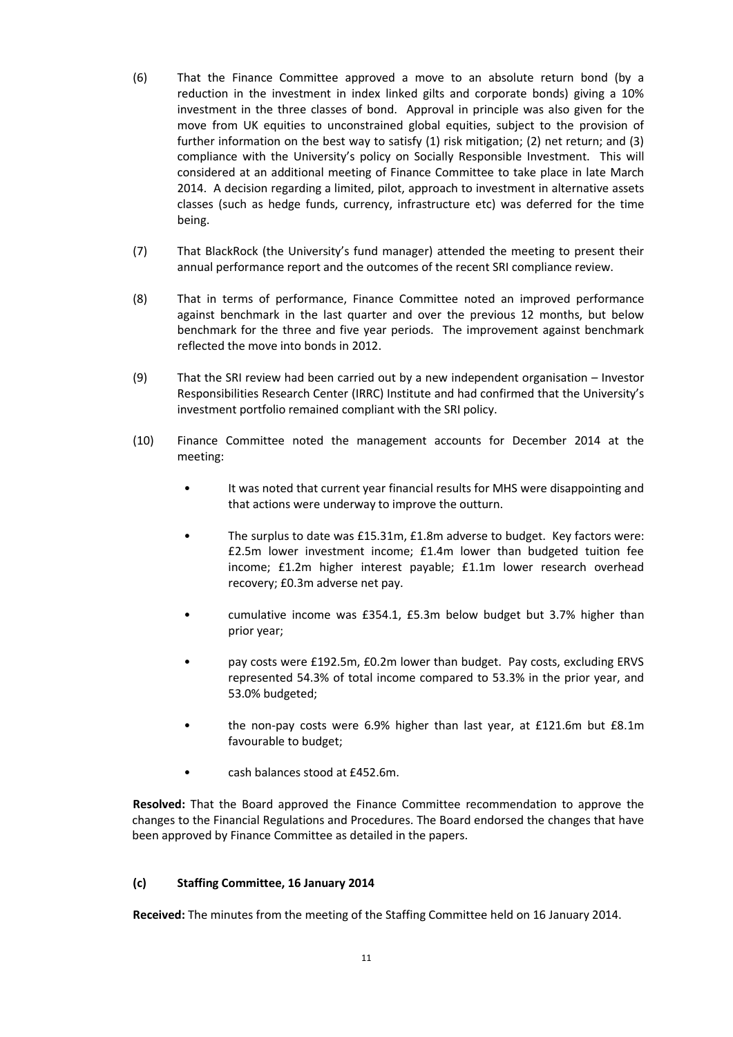(6) That the Finance Committee approved a move to an absolute return bond (by a reduction in the investment in index linked gilts and corporate bonds) giving a 10% investment in the three classes of bond. Approval in principle was also given for the move from UK equities to unconstrained global equities, subject to the provision of further information on the best way to satisfy (1) risk mitigation; (2) net return; and (3) compliance with the University's policy on Socially Responsible Investment. This will considered at an additional meeting of Finance Committee to take place in late March 2014. A decision regarding a limited, pilot, approach to investment in alternative assets classes (such as hedge funds, currency, infrastructure etc) was deferred for the time being.

(7) That BlackRock (the University's fund manager) attended the meeting to present their annual performance report and the outcomes of the recent SRI compliance review.

(8) That in terms of performance, Finance Committee noted an improved performance against benchmark in the last quarter and over the previous 12 months, but below benchmark for the three and five year periods. The improvement against benchmark reflected the move into bonds in 2012.

(9) That the SRI review had been carried out by a new independent organisation – Investor Responsibilities Research Center (IRRC) Institute and had confirmed that the University's investment portfolio remained compliant with the SRI policy.

(10) Finance Committee noted the management accounts for December 2014 at the meeting:

- It was noted that current year financial results for MHS were disappointing and that actions were underway to improve the outturn.
- The surplus to date was £15.31m, £1.8m adverse to budget. Key factors were: £2.5m lower investment income; £1.4m lower than budgeted tuition fee income; £1.2m higher interest payable; £1.1m lower research overhead recovery; £0.3m adverse net pay.
- cumulative income was £354.1, £5.3m below budget but 3.7% higher than prior year;
- pay costs were £192.5m, £0.2m lower than budget. Pay costs, excluding ERVS represented 54.3% of total income compared to 53.3% in the prior year, and 53.0% budgeted;
- the non-pay costs were 6.9% higher than last year, at £121.6m but £8.1m favourable to budget;
- cash balances stood at £452.6m.

**Resolved:** That the Board approved the Finance Committee recommendation to approve the changes to the Financial Regulations and Procedures. The Board endorsed the changes that have been approved by Finance Committee as detailed in the papers.

### (c) Staffing Committee, 16 January 2014

**Received:** The minutes from the meeting of the Staffing Committee held on 16 January 2014.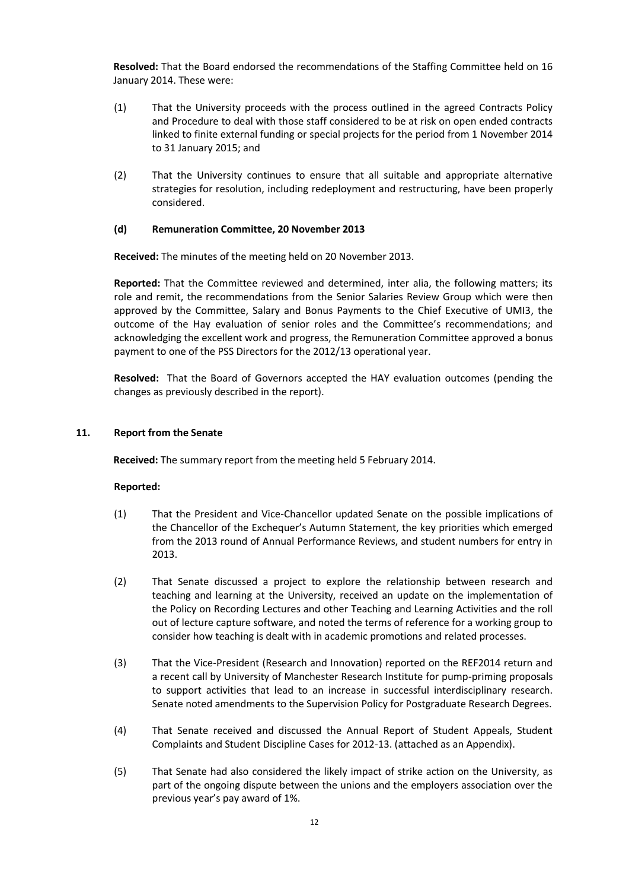**Resolved:** That the Board endorsed the recommendations of the Staffing Committee held on 16 January 2014. These were:

(1) That the University proceeds with the process outlined in the agreed Contracts Policy and Procedure to deal with those staff considered to be at risk on open ended contracts linked to finite external funding or special projects for the period from 1 November 2014 to 31 January 2015; and

(2) That the University continues to ensure that all suitable and appropriate alternative strategies for resolution, including redeployment and restructuring, have been properly considered.

**(d) Remuneration Committee, 20 November 2013**

**Received:** The minutes of the meeting held on 20 November 2013.

**Reported:** That the Committee reviewed and determined, inter alia, the following matters; its role and remit, the recommendations from the Senior Salaries Review Group which were then approved by the Committee, Salary and Bonus Payments to the Chief Executive of UMI3, the outcome of the Hay evaluation of senior roles and the Committee's recommendations; and acknowledging the excellent work and progress, the Remuneration Committee approved a bonus payment to one of the PSS Directors for the 2012/13 operational year.

**Resolved:** That the Board of Governors accepted the HAY evaluation outcomes (pending the changes as previously described in the report).

## 11. Report from the Senate

**Received:** The summary report from the meeting held 5 February 2014.

**Reported:**

(1) That the President and Vice-Chancellor updated Senate on the possible implications of the Chancellor of the Exchequer's Autumn Statement, the key priorities which emerged from the 2013 round of Annual Performance Reviews, and student numbers for entry in 2013.

(2) That Senate discussed a project to explore the relationship between research and teaching and learning at the University, received an update on the implementation of the Policy on Recording Lectures and other Teaching and Learning Activities and the roll out of lecture capture software, and noted the terms of reference for a working group to consider how teaching is dealt with in academic promotions and related processes.

(3) That the Vice-President (Research and Innovation) reported on the REF2014 return and a recent call by University of Manchester Research Institute for pump-priming proposals to support activities that lead to an increase in successful interdisciplinary research. Senate noted amendments to the Supervision Policy for Postgraduate Research Degrees.

(4) That Senate received and discussed the Annual Report of Student Appeals, Student Complaints and Student Discipline Cases for 2012-13. (attached as an Appendix).

(5) That Senate had also considered the likely impact of strike action on the University, as part of the ongoing dispute between the unions and the employers association over the previous year's pay award of 1%.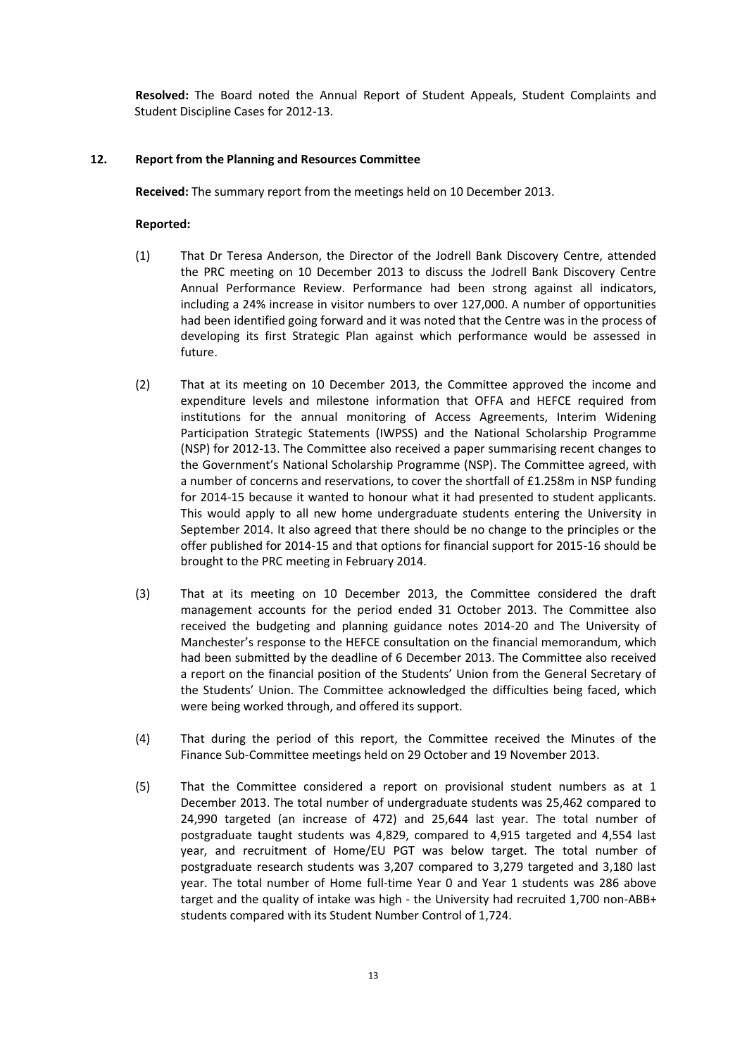**Resolved:** The Board noted the Annual Report of Student Appeals, Student Complaints and Student Discipline Cases for 2012-13.

## 12. Report from the Planning and Resources Committee

**Received:** The summary report from the meetings held on 10 December 2013.

**Reported:**

(1) That Dr Teresa Anderson, the Director of the Jodrell Bank Discovery Centre, attended the PRC meeting on 10 December 2013 to discuss the Jodrell Bank Discovery Centre Annual Performance Review. Performance had been strong against all indicators, including a 24% increase in visitor numbers to over 127,000. A number of opportunities had been identified going forward and it was noted that the Centre was in the process of developing its first Strategic Plan against which performance would be assessed in future.

(2) That at its meeting on 10 December 2013, the Committee approved the income and expenditure levels and milestone information that OFFA and HEFCE required from institutions for the annual monitoring of Access Agreements, Interim Widening Participation Strategic Statements (IWPSS) and the National Scholarship Programme (NSP) for 2012-13. The Committee also received a paper summarising recent changes to the Government's National Scholarship Programme (NSP). The Committee agreed, with a number of concerns and reservations, to cover the shortfall of £1.258m in NSP funding for 2014-15 because it wanted to honour what it had presented to student applicants. This would apply to all new home undergraduate students entering the University in September 2014. It also agreed that there should be no change to the principles or the offer published for 2014-15 and that options for financial support for 2015-16 should be brought to the PRC meeting in February 2014.

(3) That at its meeting on 10 December 2013, the Committee considered the draft management accounts for the period ended 31 October 2013. The Committee also received the budgeting and planning guidance notes 2014-20 and The University of Manchester's response to the HEFCE consultation on the financial memorandum, which had been submitted by the deadline of 6 December 2013. The Committee also received a report on the financial position of the Students' Union from the General Secretary of the Students' Union. The Committee acknowledged the difficulties being faced, which were being worked through, and offered its support.

(4) That during the period of this report, the Committee received the Minutes of the Finance Sub-Committee meetings held on 29 October and 19 November 2013.

(5) That the Committee considered a report on provisional student numbers as at 1 December 2013. The total number of undergraduate students was 25,462 compared to 24,990 targeted (an increase of 472) and 25,644 last year. The total number of postgraduate taught students was 4,829, compared to 4,915 targeted and 4,554 last year, and recruitment of Home/EU PGT was below target. The total number of postgraduate research students was 3,207 compared to 3,279 targeted and 3,180 last year. The total number of Home full-time Year 0 and Year 1 students was 286 above target and the quality of intake was high - the University had recruited 1,700 non-ABB+ students compared with its Student Number Control of 1,724.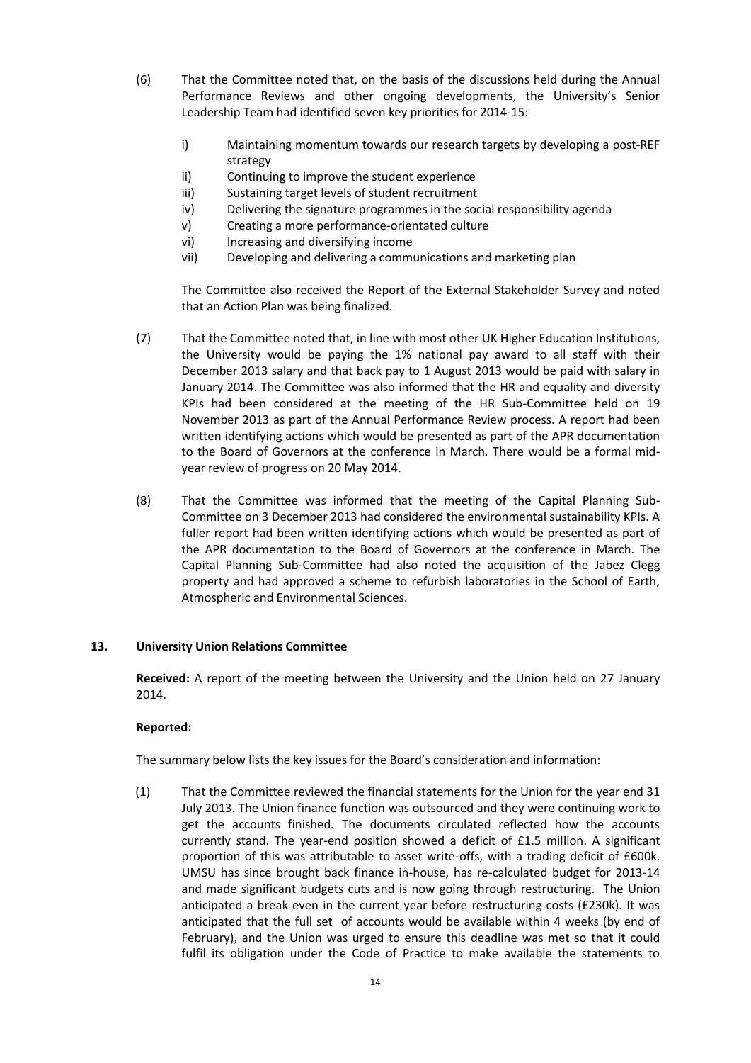(6) That the Committee noted that, on the basis of the discussions held during the Annual Performance Reviews and other ongoing developments, the University's Senior Leadership Team had identified seven key priorities for 2014-15:

   i) Maintaining momentum towards our research targets by developing a post-REF strategy
   ii) Continuing to improve the student experience
   iii) Sustaining target levels of student recruitment
   iv) Delivering the signature programmes in the social responsibility agenda
   v) Creating a more performance-orientated culture
   vi) Increasing and diversifying income
   vii) Developing and delivering a communications and marketing plan

   The Committee also received the Report of the External Stakeholder Survey and noted that an Action Plan was being finalized.

(7) That the Committee noted that, in line with most other UK Higher Education Institutions, the University would be paying the 1% national pay award to all staff with their December 2013 salary and that back pay to 1 August 2013 would be paid with salary in January 2014. The Committee was also informed that the HR and equality and diversity KPIs had been considered at the meeting of the HR Sub-Committee held on 19 November 2013 as part of the Annual Performance Review process. A report had been written identifying actions which would be presented as part of the APR documentation to the Board of Governors at the conference in March. There would be a formal mid-year review of progress on 20 May 2014.

(8) That the Committee was informed that the meeting of the Capital Planning Sub-Committee on 3 December 2013 had considered the environmental sustainability KPIs. A fuller report had been written identifying actions which would be presented as part of the APR documentation to the Board of Governors at the conference in March. The Capital Planning Sub-Committee had also noted the acquisition of the Jabez Clegg property and had approved a scheme to refurbish laboratories in the School of Earth, Atmospheric and Environmental Sciences.

## 13. University Union Relations Committee

**Received:** A report of the meeting between the University and the Union held on 27 January 2014.

**Reported:**

The summary below lists the key issues for the Board's consideration and information:

(1) That the Committee reviewed the financial statements for the Union for the year end 31 July 2013. The Union finance function was outsourced and they were continuing work to get the accounts finished. The documents circulated reflected how the accounts currently stand. The year-end position showed a deficit of £1.5 million. A significant proportion of this was attributable to asset write-offs, with a trading deficit of £600k. UMSU has since brought back finance in-house, has re-calculated budget for 2013-14 and made significant budgets cuts and is now going through restructuring. The Union anticipated a break even in the current year before restructuring costs (£230k). It was anticipated that the full set of accounts would be available within 4 weeks (by end of February), and the Union was urged to ensure this deadline was met so that it could fulfil its obligation under the Code of Practice to make available the statements to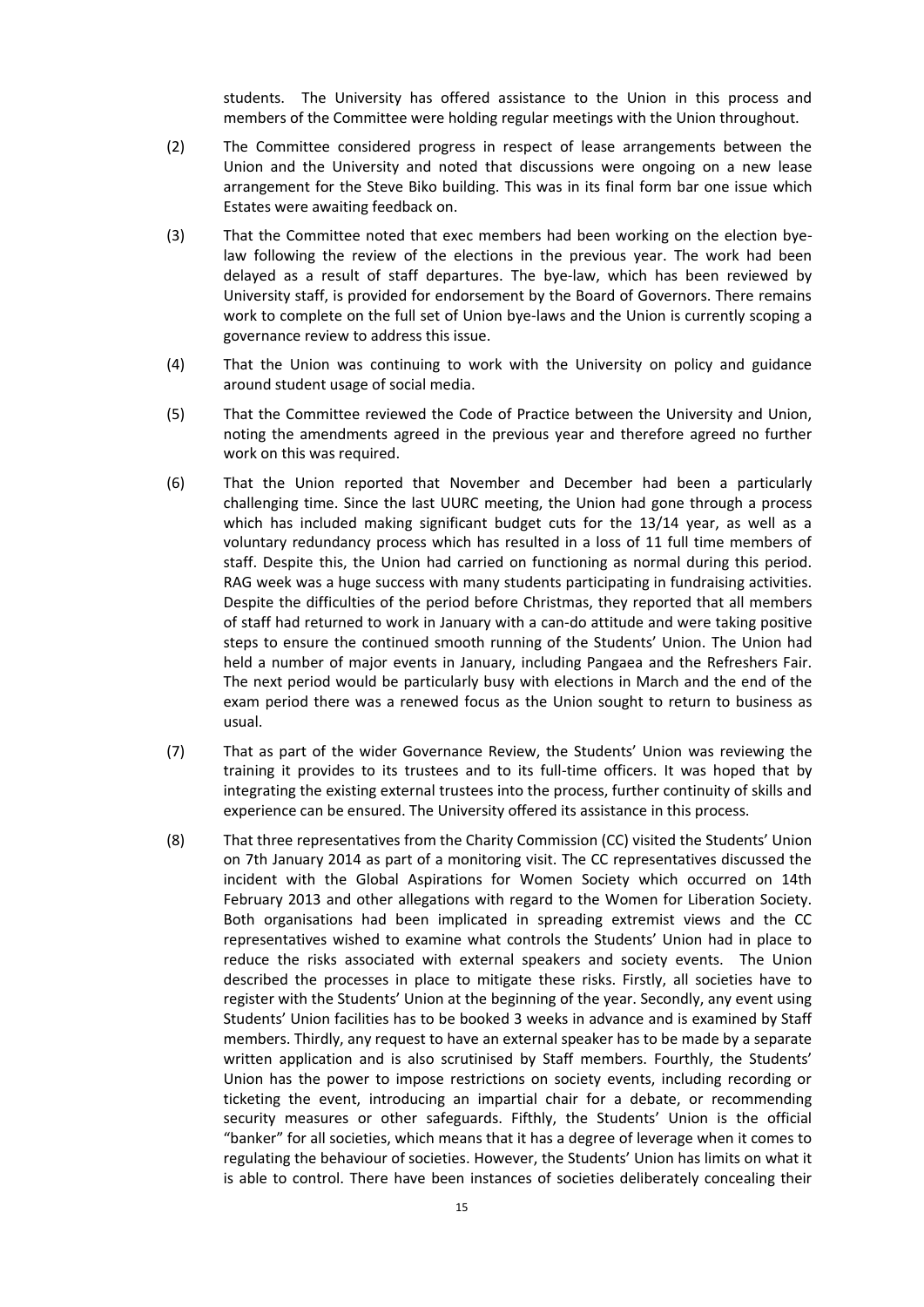students. The University has offered assistance to the Union in this process and members of the Committee were holding regular meetings with the Union throughout.

(2) The Committee considered progress in respect of lease arrangements between the Union and the University and noted that discussions were ongoing on a new lease arrangement for the Steve Biko building. This was in its final form bar one issue which Estates were awaiting feedback on.

(3) That the Committee noted that exec members had been working on the election bye-law following the review of the elections in the previous year. The work had been delayed as a result of staff departures. The bye-law, which has been reviewed by University staff, is provided for endorsement by the Board of Governors. There remains work to complete on the full set of Union bye-laws and the Union is currently scoping a governance review to address this issue.

(4) That the Union was continuing to work with the University on policy and guidance around student usage of social media.

(5) That the Committee reviewed the Code of Practice between the University and Union, noting the amendments agreed in the previous year and therefore agreed no further work on this was required.

(6) That the Union reported that November and December had been a particularly challenging time. Since the last UURC meeting, the Union had gone through a process which has included making significant budget cuts for the 13/14 year, as well as a voluntary redundancy process which has resulted in a loss of 11 full time members of staff. Despite this, the Union had carried on functioning as normal during this period. RAG week was a huge success with many students participating in fundraising activities. Despite the difficulties of the period before Christmas, they reported that all members of staff had returned to work in January with a can-do attitude and were taking positive steps to ensure the continued smooth running of the Students' Union. The Union had held a number of major events in January, including Pangaea and the Refreshers Fair. The next period would be particularly busy with elections in March and the end of the exam period there was a renewed focus as the Union sought to return to business as usual.

(7) That as part of the wider Governance Review, the Students' Union was reviewing the training it provides to its trustees and to its full-time officers. It was hoped that by integrating the existing external trustees into the process, further continuity of skills and experience can be ensured. The University offered its assistance in this process.

(8) That three representatives from the Charity Commission (CC) visited the Students' Union on 7th January 2014 as part of a monitoring visit. The CC representatives discussed the incident with the Global Aspirations for Women Society which occurred on 14th February 2013 and other allegations with regard to the Women for Liberation Society. Both organisations had been implicated in spreading extremist views and the CC representatives wished to examine what controls the Students' Union had in place to reduce the risks associated with external speakers and society events. The Union described the processes in place to mitigate these risks. Firstly, all societies have to register with the Students' Union at the beginning of the year. Secondly, any event using Students' Union facilities has to be booked 3 weeks in advance and is examined by Staff members. Thirdly, any request to have an external speaker has to be made by a separate written application and is also scrutinised by Staff members. Fourthly, the Students' Union has the power to impose restrictions on society events, including recording or ticketing the event, introducing an impartial chair for a debate, or recommending security measures or other safeguards. Fifthly, the Students' Union is the official "banker" for all societies, which means that it has a degree of leverage when it comes to regulating the behaviour of societies. However, the Students' Union has limits on what it is able to control. There have been instances of societies deliberately concealing their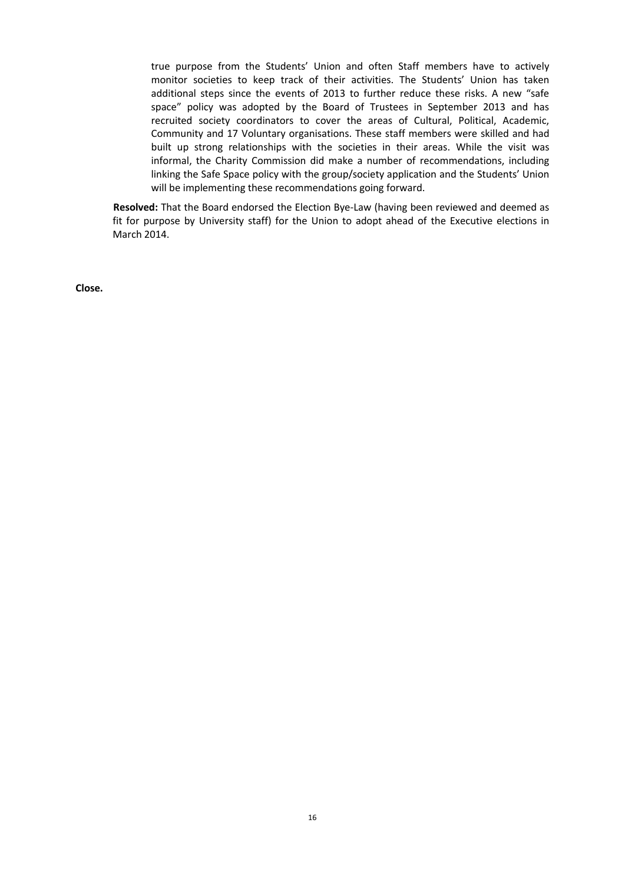true purpose from the Students' Union and often Staff members have to actively monitor societies to keep track of their activities. The Students' Union has taken additional steps since the events of 2013 to further reduce these risks. A new "safe space" policy was adopted by the Board of Trustees in September 2013 and has recruited society coordinators to cover the areas of Cultural, Political, Academic, Community and 17 Voluntary organisations. These staff members were skilled and had built up strong relationships with the societies in their areas. While the visit was informal, the Charity Commission did make a number of recommendations, including linking the Safe Space policy with the group/society application and the Students' Union will be implementing these recommendations going forward.

**Resolved:** That the Board endorsed the Election Bye-Law (having been reviewed and deemed as fit for purpose by University staff) for the Union to adopt ahead of the Executive elections in March 2014.

**Close.**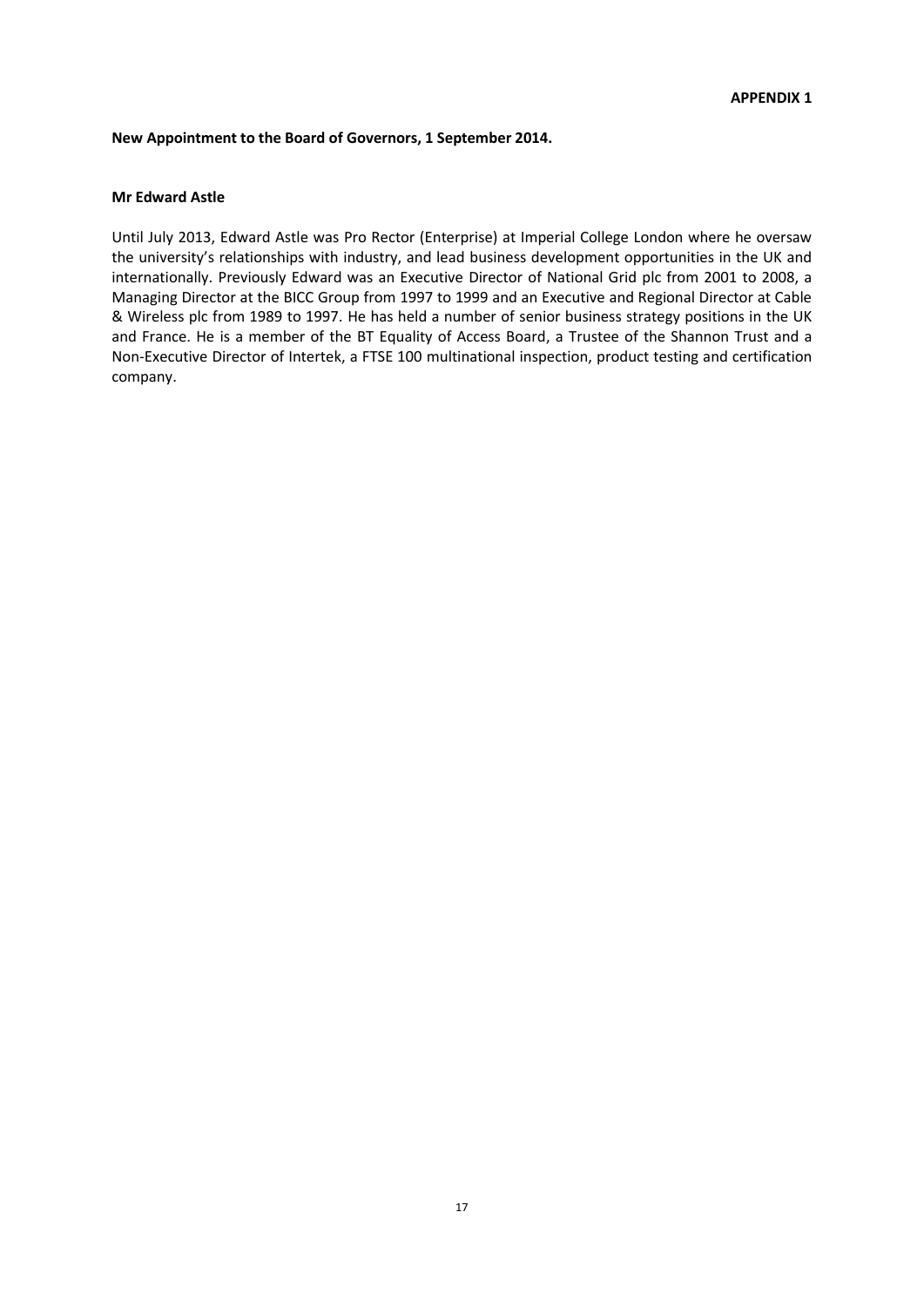**APPENDIX 1**

**New Appointment to the Board of Governors, 1 September 2014.**

**Mr Edward Astle**

Until July 2013, Edward Astle was Pro Rector (Enterprise) at Imperial College London where he oversaw the university's relationships with industry, and lead business development opportunities in the UK and internationally. Previously Edward was an Executive Director of National Grid plc from 2001 to 2008, a Managing Director at the BICC Group from 1997 to 1999 and an Executive and Regional Director at Cable & Wireless plc from 1989 to 1997. He has held a number of senior business strategy positions in the UK and France. He is a member of the BT Equality of Access Board, a Trustee of the Shannon Trust and a Non-Executive Director of Intertek, a FTSE 100 multinational inspection, product testing and certification company.